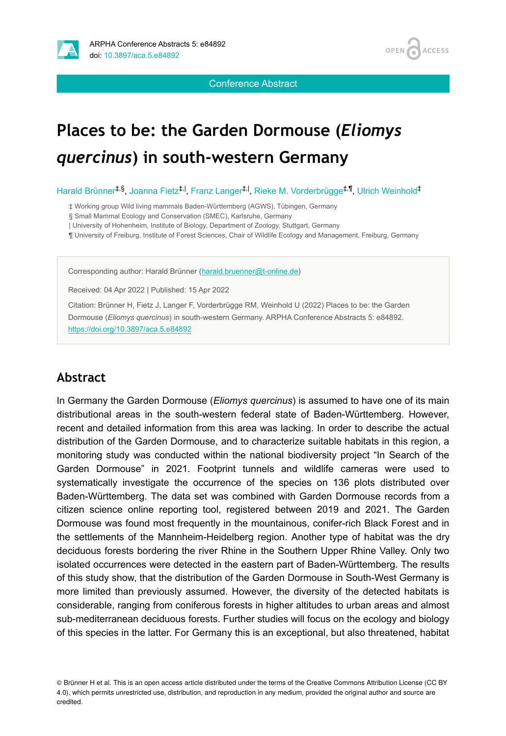ARPHA Conference Abstracts 5: e84892

doi: 10.3897/aca.5.e84892

Conference Abstract

# Places to be: the Garden Dormouse (*Eliomys quercinus*) in south-western Germany

Harald Brünner[‡,§], Joanna Fietz[‡,|], Franz Langer[‡,|], Rieke M. Vorderbrügge[‡,¶], Ulrich Weinhold[‡]

‡ Working group Wild living mammals Baden-Württemberg (AGWS), Tübingen, Germany
§ Small Mammal Ecology and Conservation (SMEC), Karlsruhe, Germany
| University of Hohenheim, Institute of Biology, Department of Zoology, Stuttgart, Germany
¶ University of Freiburg, Institute of Forest Sciences, Chair of Wildlife Ecology and Management, Freiburg, Germany

Corresponding author: Harald Brünner (harald.bruenner@t-online.de)

Received: 04 Apr 2022 | Published: 15 Apr 2022

Citation: Brünner H, Fietz J, Langer F, Vorderbrügge RM, Weinhold U (2022) Places to be: the Garden Dormouse (*Eliomys quercinus*) in south-western Germany. ARPHA Conference Abstracts 5: e84892. https://doi.org/10.3897/aca.5.e84892

## Abstract

In Germany the Garden Dormouse (*Eliomys quercinus*) is assumed to have one of its main distributional areas in the south-western federal state of Baden-Württemberg. However, recent and detailed information from this area was lacking. In order to describe the actual distribution of the Garden Dormouse, and to characterize suitable habitats in this region, a monitoring study was conducted within the national biodiversity project "In Search of the Garden Dormouse" in 2021. Footprint tunnels and wildlife cameras were used to systematically investigate the occurrence of the species on 136 plots distributed over Baden-Württemberg. The data set was combined with Garden Dormouse records from a citizen science online reporting tool, registered between 2019 and 2021. The Garden Dormouse was found most frequently in the mountainous, conifer-rich Black Forest and in the settlements of the Mannheim-Heidelberg region. Another type of habitat was the dry deciduous forests bordering the river Rhine in the Southern Upper Rhine Valley. Only two isolated occurrences were detected in the eastern part of Baden-Württemberg. The results of this study show, that the distribution of the Garden Dormouse in South-West Germany is more limited than previously assumed. However, the diversity of the detected habitats is considerable, ranging from coniferous forests in higher altitudes to urban areas and almost sub-mediterranean deciduous forests. Further studies will focus on the ecology and biology of this species in the latter. For Germany this is an exceptional, but also threatened, habitat

© Brünner H et al. This is an open access article distributed under the terms of the Creative Commons Attribution License (CC BY 4.0), which permits unrestricted use, distribution, and reproduction in any medium, provided the original author and source are credited.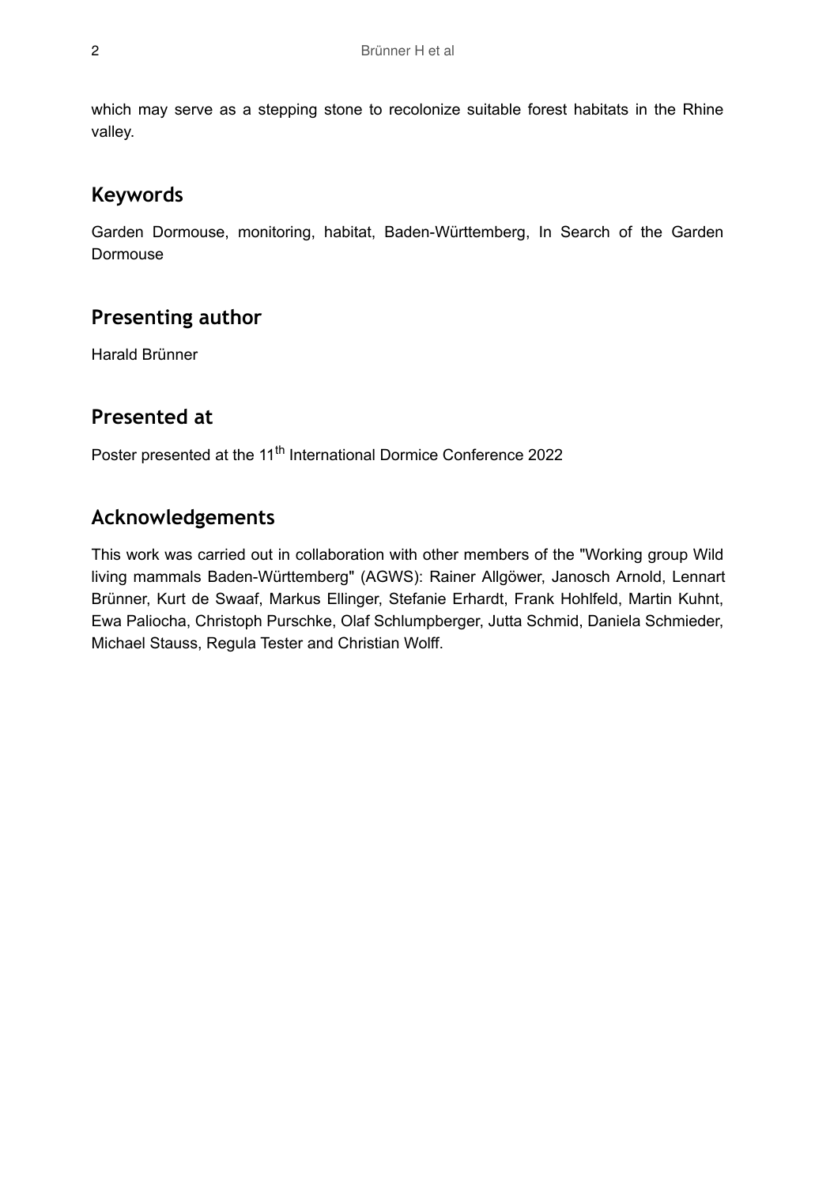which may serve as a stepping stone to recolonize suitable forest habitats in the Rhine valley.

## Keywords

Garden Dormouse, monitoring, habitat, Baden-Württemberg, In Search of the Garden Dormouse

## Presenting author

Harald Brünner

## Presented at

Poster presented at the 11th International Dormice Conference 2022

## Acknowledgements

This work was carried out in collaboration with other members of the "Working group Wild living mammals Baden-Württemberg" (AGWS): Rainer Allgöwer, Janosch Arnold, Lennart Brünner, Kurt de Swaaf, Markus Ellinger, Stefanie Erhardt, Frank Hohlfeld, Martin Kuhnt, Ewa Paliocha, Christoph Purschke, Olaf Schlumpberger, Jutta Schmid, Daniela Schmieder, Michael Stauss, Regula Tester and Christian Wolff.